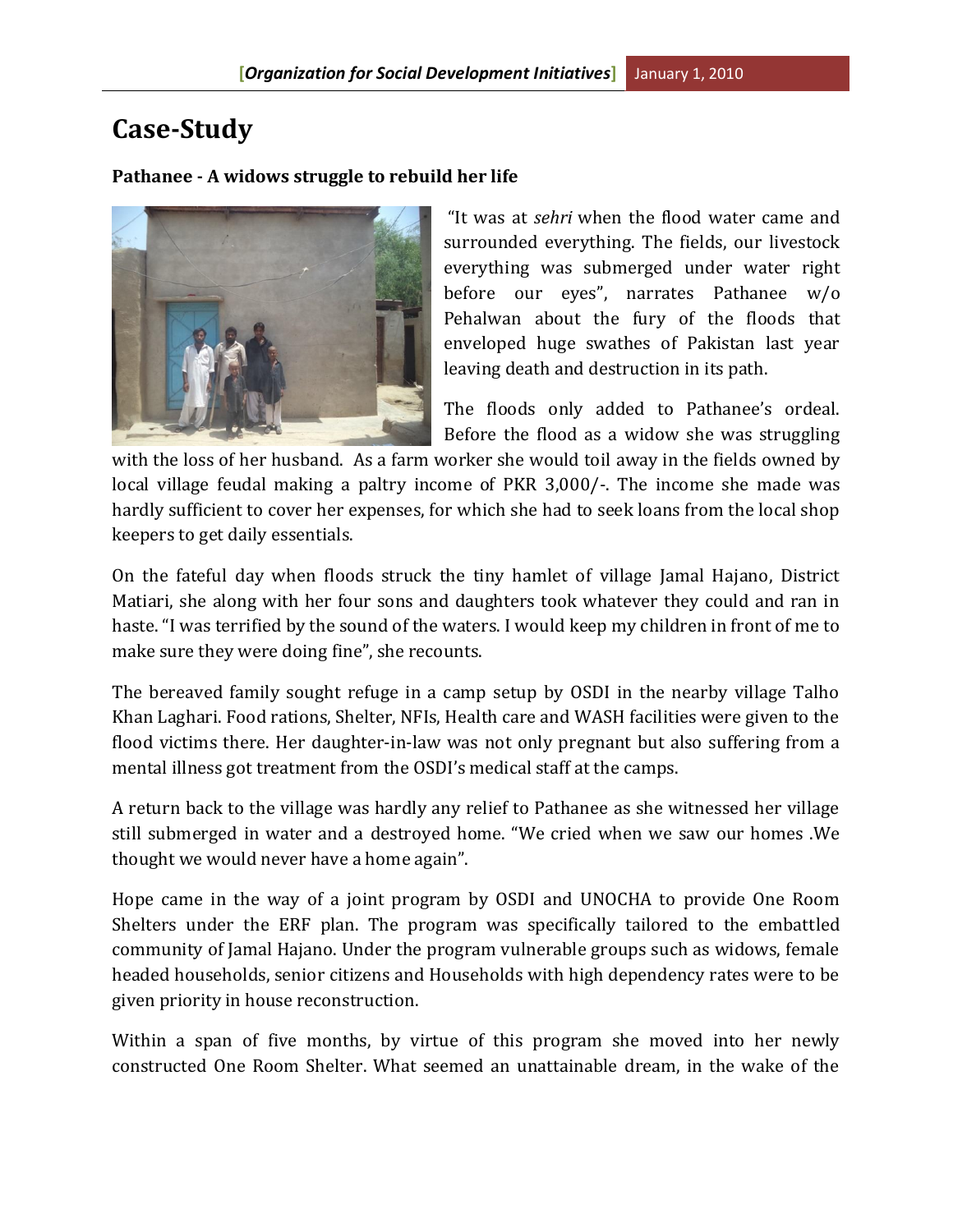# Case-Study

**Pathanee - A widows struggle to rebuild her life**

"It was at *sehri* when the flood water came and surrounded everything. The fields, our livestock everything was submerged under water right before our eyes", narrates Pathanee w/o Pehalwan about the fury of the floods that enveloped huge swathes of Pakistan last year leaving death and destruction in its path.

The floods only added to Pathanee's ordeal. Before the flood as a widow she was struggling with the loss of her husband. As a farm worker she would toil away in the fields owned by local village feudal making a paltry income of PKR 3,000/-. The income she made was hardly sufficient to cover her expenses, for which she had to seek loans from the local shop keepers to get daily essentials.

On the fateful day when floods struck the tiny hamlet of village Jamal Hajano, District Matiari, she along with her four sons and daughters took whatever they could and ran in haste. "I was terrified by the sound of the waters. I would keep my children in front of me to make sure they were doing fine", she recounts.

The bereaved family sought refuge in a camp setup by OSDI in the nearby village Talho Khan Laghari. Food rations, Shelter, NFIs, Health care and WASH facilities were given to the flood victims there. Her daughter-in-law was not only pregnant but also suffering from a mental illness got treatment from the OSDI's medical staff at the camps.

A return back to the village was hardly any relief to Pathanee as she witnessed her village still submerged in water and a destroyed home. "We cried when we saw our homes .We thought we would never have a home again".

Hope came in the way of a joint program by OSDI and UNOCHA to provide One Room Shelters under the ERF plan. The program was specifically tailored to the embattled community of Jamal Hajano. Under the program vulnerable groups such as widows, female headed households, senior citizens and Households with high dependency rates were to be given priority in house reconstruction.

Within a span of five months, by virtue of this program she moved into her newly constructed One Room Shelter. What seemed an unattainable dream, in the wake of the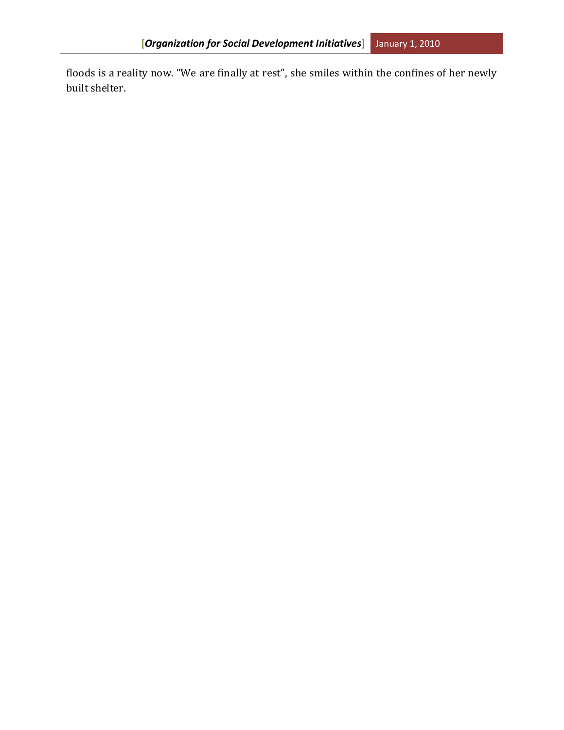floods is a reality now. “We are finally at rest”, she smiles within the confines of her newly built shelter.